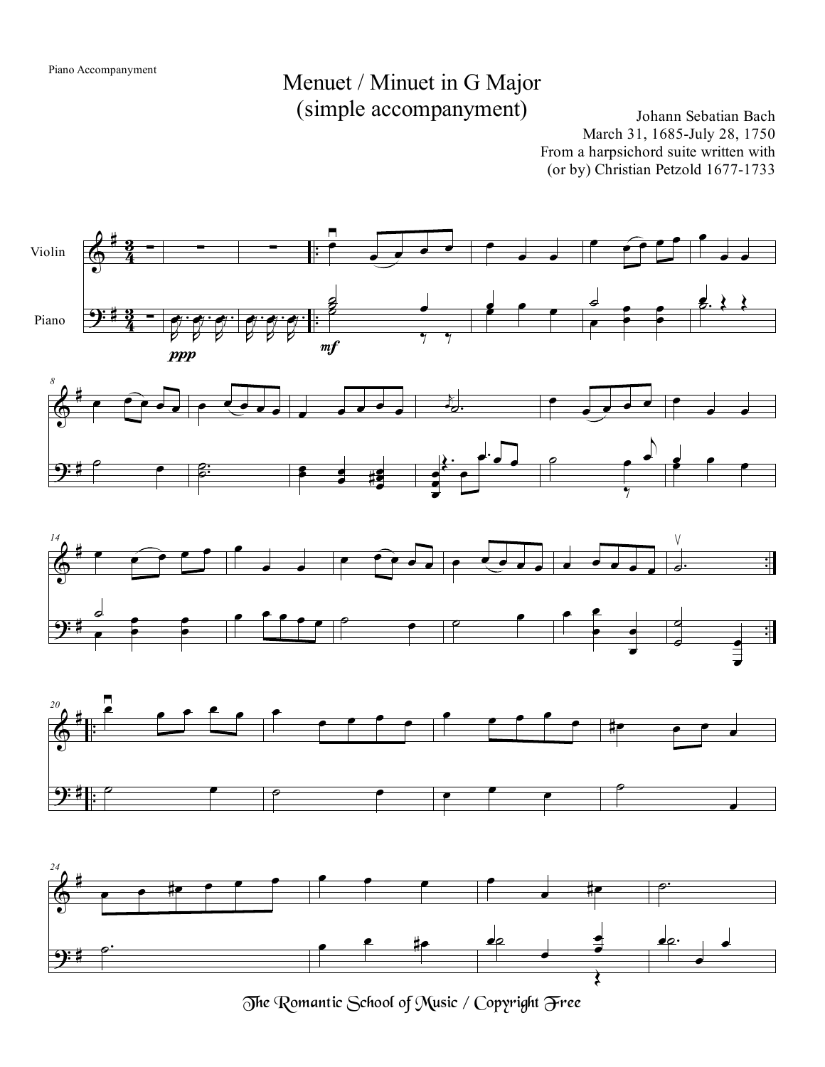Piano Accompanyment

# Menuet / Minuet in G Major
## (simple accompanyment)

Johann Sebastian Bach
March 31, 1685-July 28, 1750
From a harpsichord suite written with
(or by) Christian Petzold 1677-1733

Violin

Piano

*ppp*

*mf*

The Romantic School of Music / Copyright Free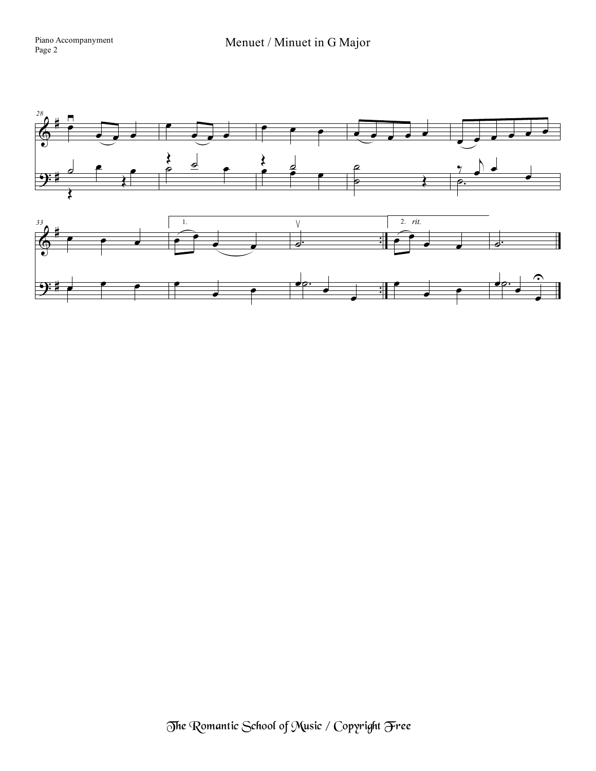# Menuet / Minuet in G Major